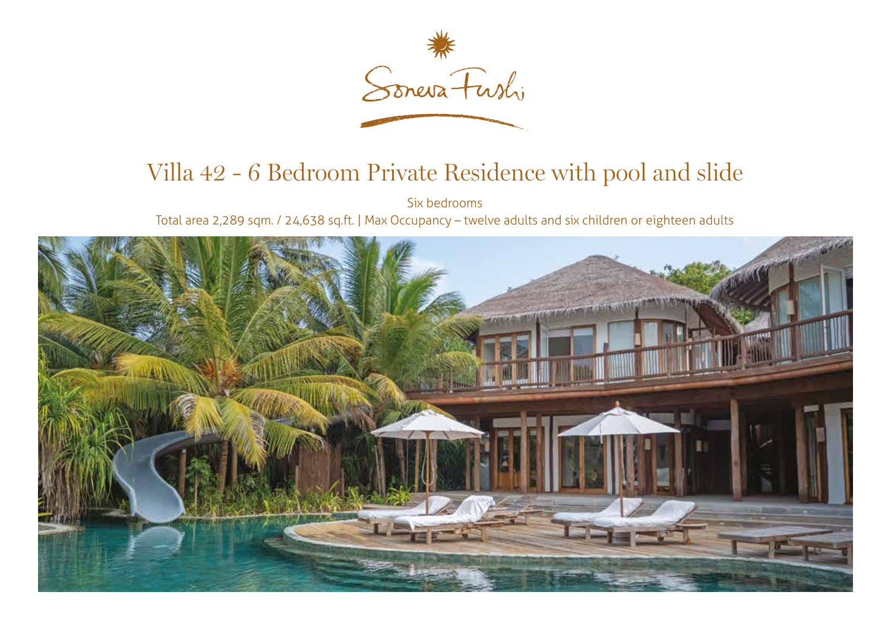Soneva Fushi

# Villa 42 - 6 Bedroom Private Residence with pool and slide

Six bedrooms

Total area 2,289 sqm. / 24,638 sq.ft. | Max Occupancy – twelve adults and six children or eighteen adults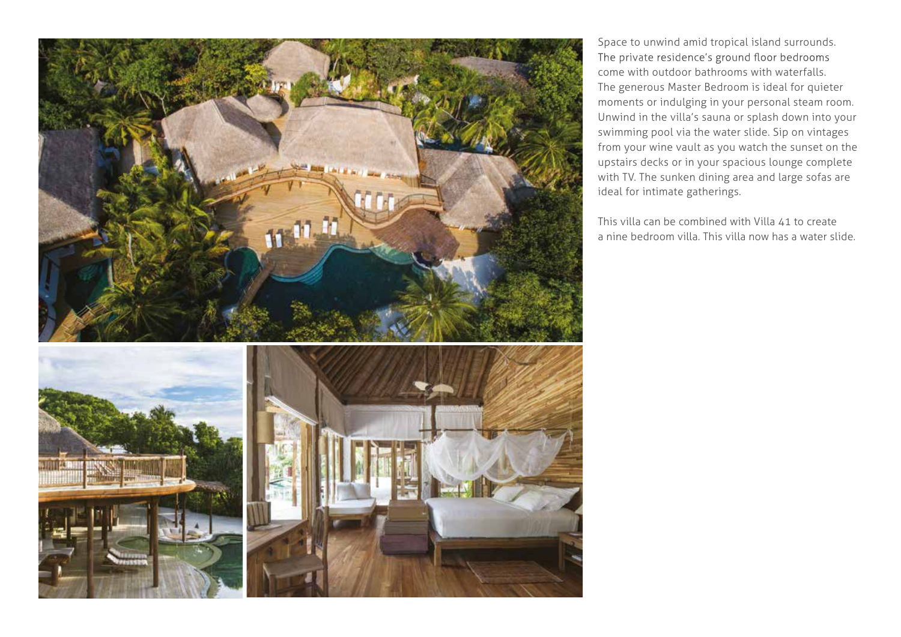Space to unwind amid tropical island surrounds. The private residence's ground floor bedrooms come with outdoor bathrooms with waterfalls. The generous Master Bedroom is ideal for quieter moments or indulging in your personal steam room. Unwind in the villa's sauna or splash down into your swimming pool via the water slide. Sip on vintages from your wine vault as you watch the sunset on the upstairs decks or in your spacious lounge complete with TV. The sunken dining area and large sofas are ideal for intimate gatherings.

This villa can be combined with Villa 41 to create a nine bedroom villa. This villa now has a water slide.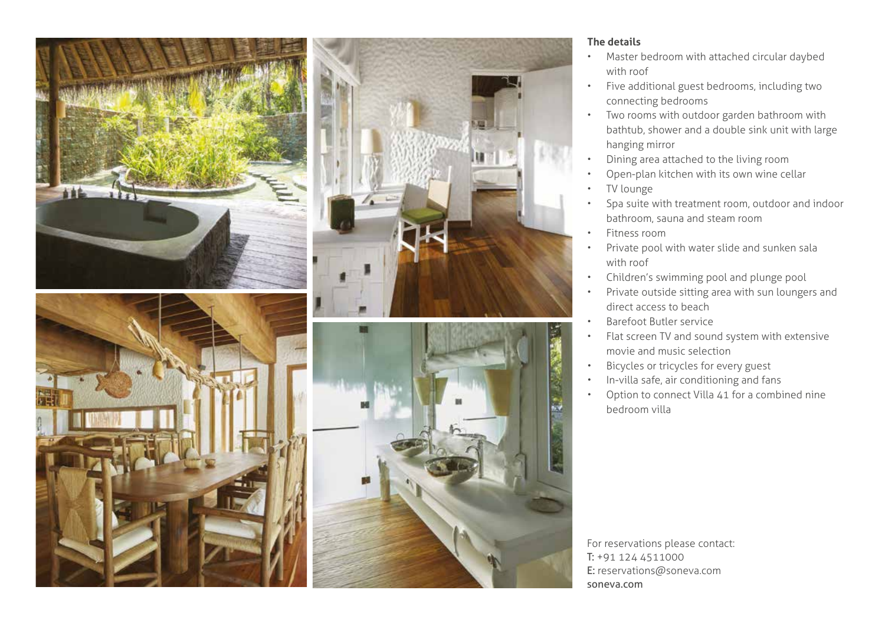**The details**

- Master bedroom with attached circular daybed with roof
- Five additional guest bedrooms, including two connecting bedrooms
- Two rooms with outdoor garden bathroom with bathtub, shower and a double sink unit with large hanging mirror
- Dining area attached to the living room
- Open-plan kitchen with its own wine cellar
- TV lounge
- Spa suite with treatment room, outdoor and indoor bathroom, sauna and steam room
- Fitness room
- Private pool with water slide and sunken sala with roof
- Children's swimming pool and plunge pool
- Private outside sitting area with sun loungers and direct access to beach
- Barefoot Butler service
- Flat screen TV and sound system with extensive movie and music selection
- Bicycles or tricycles for every guest
- In-villa safe, air conditioning and fans
- Option to connect Villa 41 for a combined nine bedroom villa

For reservations please contact:
T: +91 124 4511000
E: reservations@soneva.com
soneva.com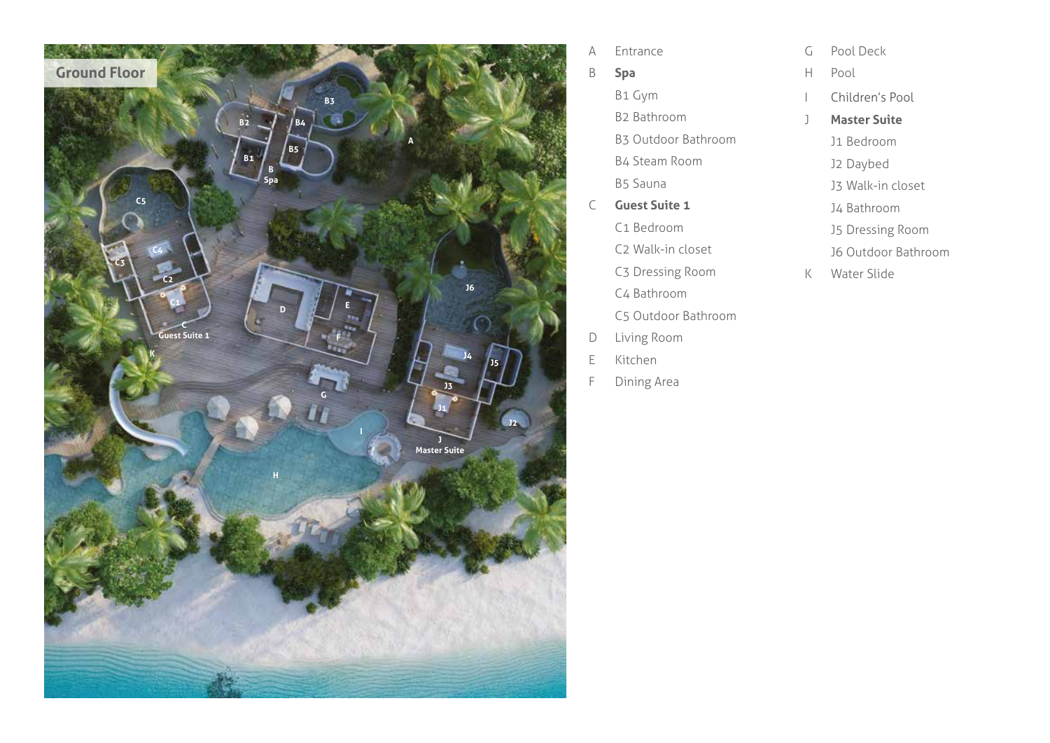## Ground Floor

- A Entrance
- B **Spa**
  - B1 Gym
  - B2 Bathroom
  - B3 Outdoor Bathroom
  - B4 Steam Room
  - B5 Sauna
- C **Guest Suite 1**
  - C1 Bedroom
  - C2 Walk-in closet
  - C3 Dressing Room
  - C4 Bathroom
  - C5 Outdoor Bathroom
- D Living Room
- E Kitchen
- F Dining Area
- G Pool Deck
- H Pool
- I Children's Pool
- J **Master Suite**
  - J1 Bedroom
  - J2 Daybed
  - J3 Walk-in closet
  - J4 Bathroom
  - J5 Dressing Room
  - J6 Outdoor Bathroom
- K Water Slide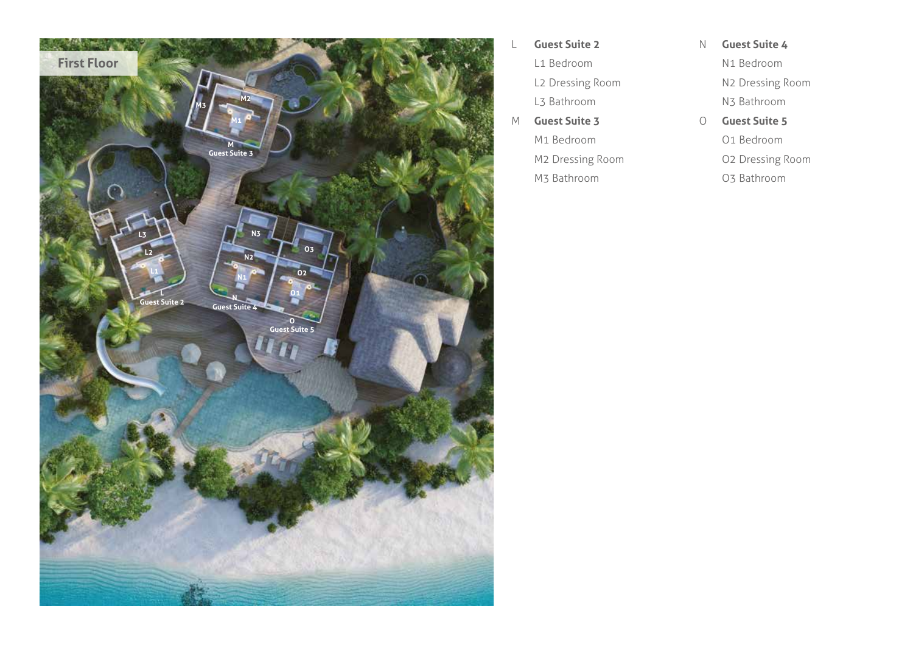## First Floor

**L Guest Suite 2**

- L1 Bedroom
- L2 Dressing Room
- L3 Bathroom

**M Guest Suite 3**

- M1 Bedroom
- M2 Dressing Room
- M3 Bathroom

**N Guest Suite 4**

- N1 Bedroom
- N2 Dressing Room
- N3 Bathroom

**O Guest Suite 5**

- O1 Bedroom
- O2 Dressing Room
- O3 Bathroom